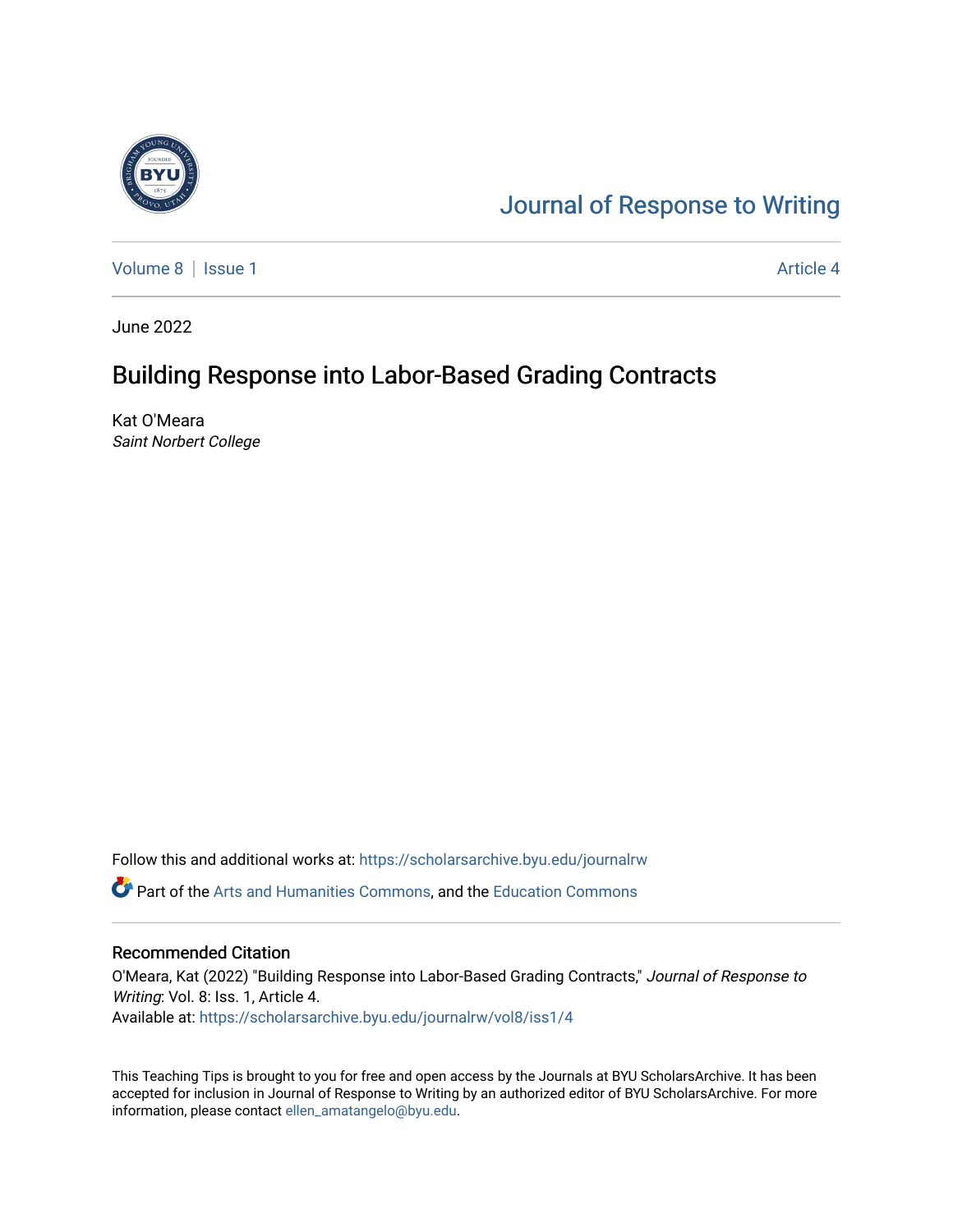# Journal of Response to Writing

Volume 8 | Issue 1 — Article 4

June 2022

## Building Response into Labor-Based Grading Contracts

Kat O'Meara
*Saint Norbert College*

Follow this and additional works at: https://scholarsarchive.byu.edu/journalrw

Part of the Arts and Humanities Commons, and the Education Commons

### Recommended Citation

O'Meara, Kat (2022) "Building Response into Labor-Based Grading Contracts," *Journal of Response to Writing*: Vol. 8: Iss. 1, Article 4.
Available at: https://scholarsarchive.byu.edu/journalrw/vol8/iss1/4

This Teaching Tips is brought to you for free and open access by the Journals at BYU ScholarsArchive. It has been accepted for inclusion in Journal of Response to Writing by an authorized editor of BYU ScholarsArchive. For more information, please contact ellen_amatangelo@byu.edu.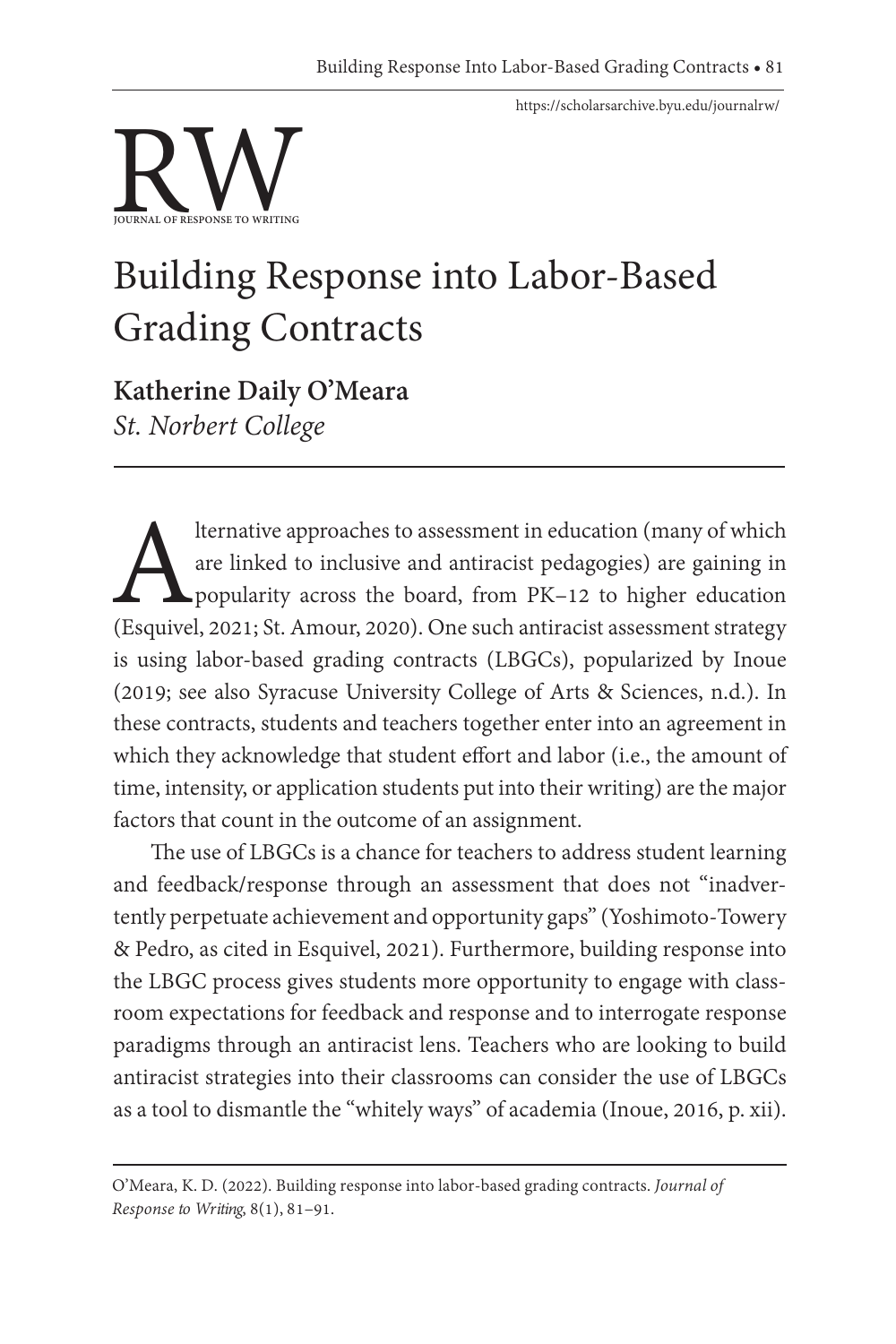# Building Response into Labor-Based Grading Contracts

**Katherine Daily O'Meara**
*St. Norbert College*

Alternative approaches to assessment in education (many of which are linked to inclusive and antiracist pedagogies) are gaining in popularity across the board, from PK–12 to higher education (Esquivel, 2021; St. Amour, 2020). One such antiracist assessment strategy is using labor-based grading contracts (LBGCs), popularized by Inoue (2019; see also Syracuse University College of Arts & Sciences, n.d.). In these contracts, students and teachers together enter into an agreement in which they acknowledge that student effort and labor (i.e., the amount of time, intensity, or application students put into their writing) are the major factors that count in the outcome of an assignment.

The use of LBGCs is a chance for teachers to address student learning and feedback/response through an assessment that does not "inadvertently perpetuate achievement and opportunity gaps" (Yoshimoto-Towery & Pedro, as cited in Esquivel, 2021). Furthermore, building response into the LBGC process gives students more opportunity to engage with classroom expectations for feedback and response and to interrogate response paradigms through an antiracist lens. Teachers who are looking to build antiracist strategies into their classrooms can consider the use of LBGCs as a tool to dismantle the "whitely ways" of academia (Inoue, 2016, p. xii).

O'Meara, K. D. (2022). Building response into labor-based grading contracts. *Journal of Response to Writing*, 8(1), 81–91.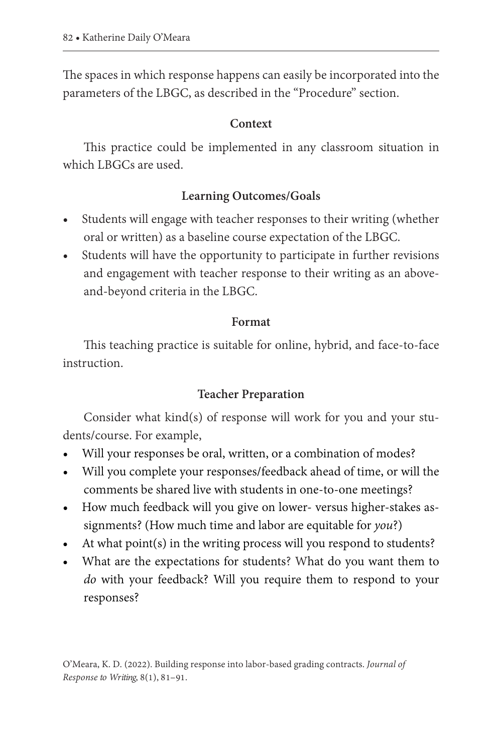The spaces in which response happens can easily be incorporated into the parameters of the LBGC, as described in the "Procedure" section.

### Context

This practice could be implemented in any classroom situation in which LBGCs are used.

### Learning Outcomes/Goals

- Students will engage with teacher responses to their writing (whether oral or written) as a baseline course expectation of the LBGC.
- Students will have the opportunity to participate in further revisions and engagement with teacher response to their writing as an above-and-beyond criteria in the LBGC.

### Format

This teaching practice is suitable for online, hybrid, and face-to-face instruction.

### Teacher Preparation

Consider what kind(s) of response will work for you and your students/course. For example,

- Will your responses be oral, written, or a combination of modes?
- Will you complete your responses/feedback ahead of time, or will the comments be shared live with students in one-to-one meetings?
- How much feedback will you give on lower- versus higher-stakes assignments? (How much time and labor are equitable for *you*?)
- At what point(s) in the writing process will you respond to students?
- What are the expectations for students? What do you want them to *do* with your feedback? Will you require them to respond to your responses?

O'Meara, K. D. (2022). Building response into labor-based grading contracts. *Journal of Response to Writing*, 8(1), 81–91.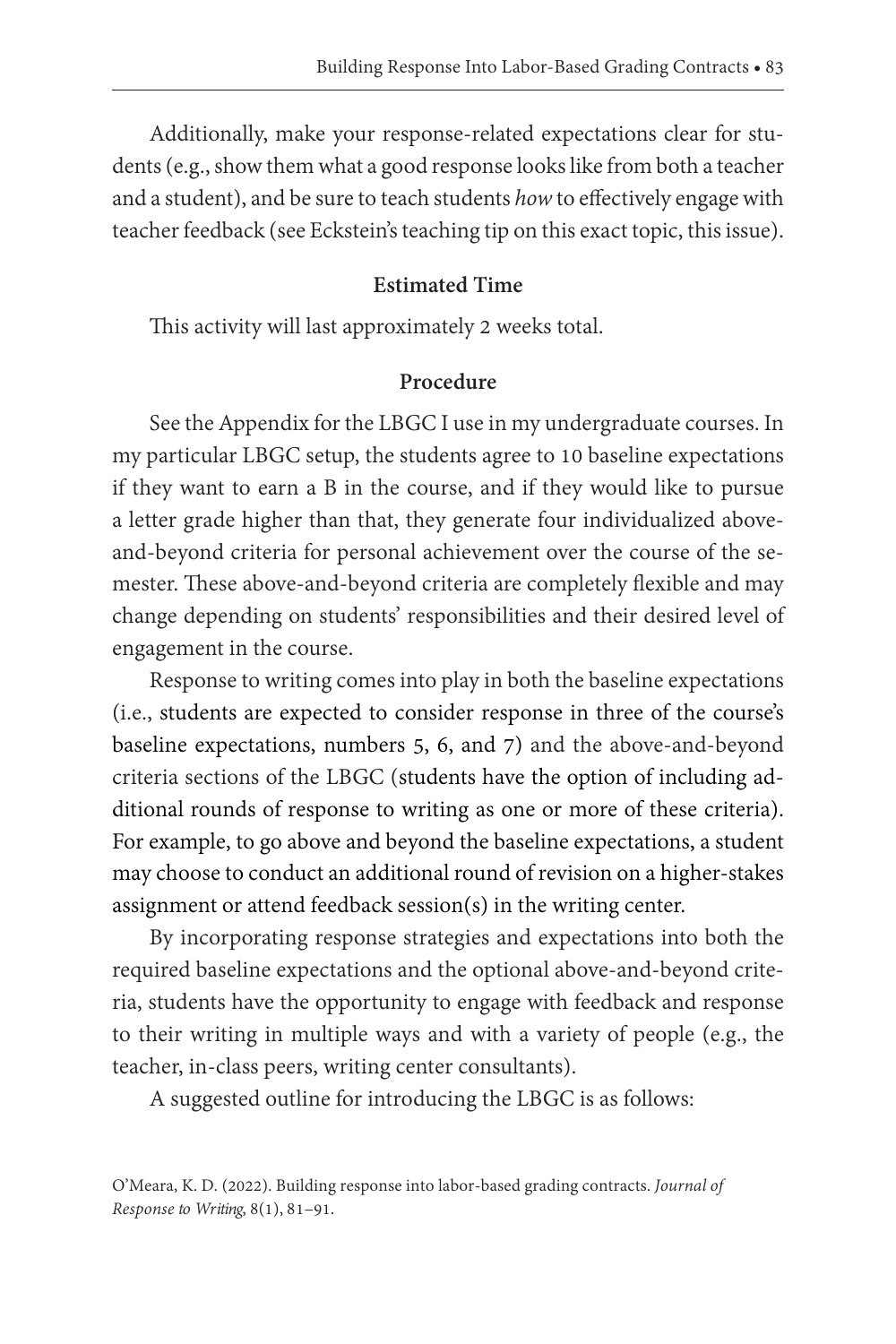Additionally, make your response-related expectations clear for students (e.g., show them what a good response looks like from both a teacher and a student), and be sure to teach students *how* to effectively engage with teacher feedback (see Eckstein's teaching tip on this exact topic, this issue).

### Estimated Time

This activity will last approximately 2 weeks total.

### Procedure

See the Appendix for the LBGC I use in my undergraduate courses. In my particular LBGC setup, the students agree to 10 baseline expectations if they want to earn a B in the course, and if they would like to pursue a letter grade higher than that, they generate four individualized above-and-beyond criteria for personal achievement over the course of the semester. These above-and-beyond criteria are completely flexible and may change depending on students' responsibilities and their desired level of engagement in the course.

Response to writing comes into play in both the baseline expectations (i.e., students are expected to consider response in three of the course's baseline expectations, numbers 5, 6, and 7) and the above-and-beyond criteria sections of the LBGC (students have the option of including additional rounds of response to writing as one or more of these criteria). For example, to go above and beyond the baseline expectations, a student may choose to conduct an additional round of revision on a higher-stakes assignment or attend feedback session(s) in the writing center.

By incorporating response strategies and expectations into both the required baseline expectations and the optional above-and-beyond criteria, students have the opportunity to engage with feedback and response to their writing in multiple ways and with a variety of people (e.g., the teacher, in-class peers, writing center consultants).

A suggested outline for introducing the LBGC is as follows: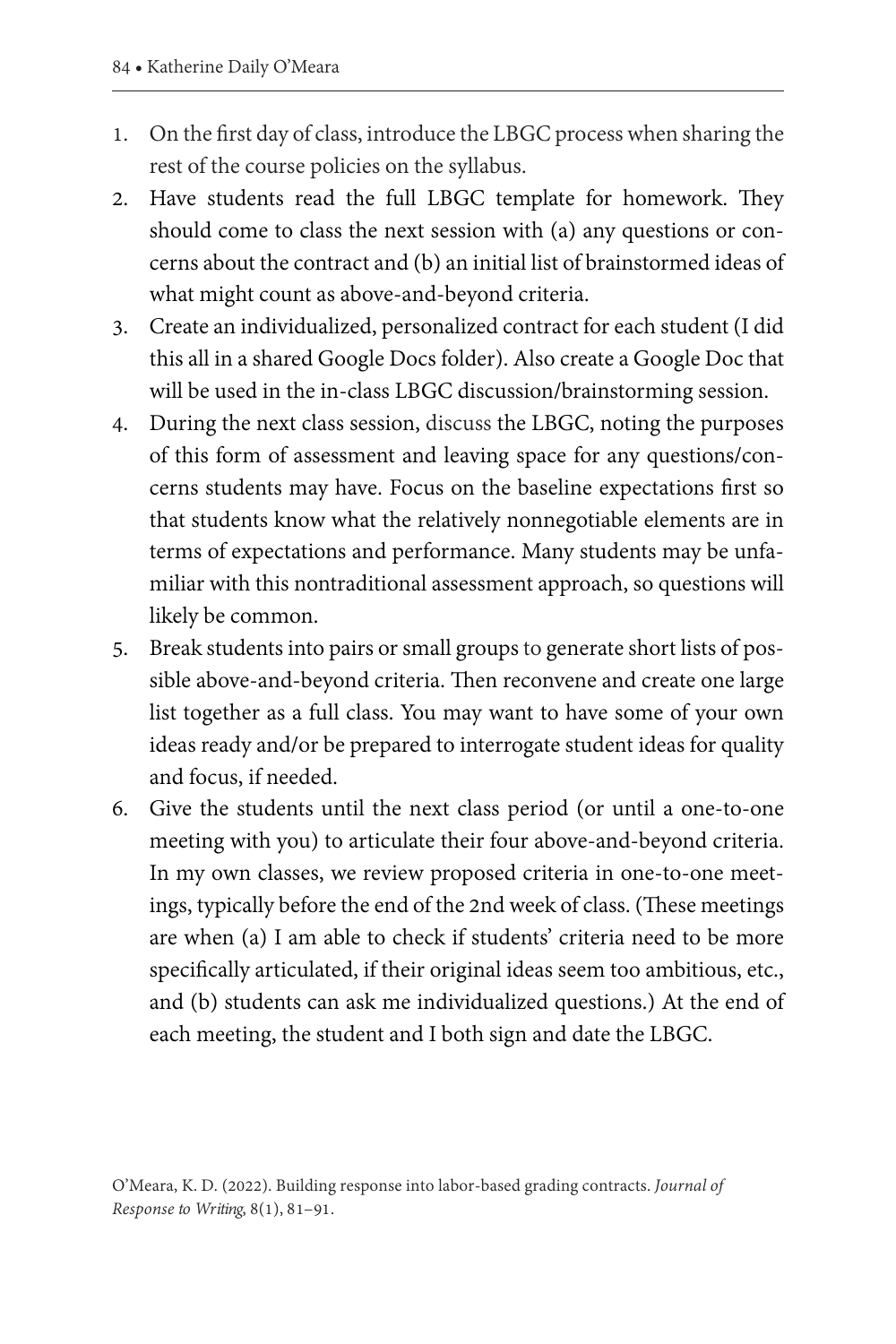1. On the first day of class, introduce the LBGC process when sharing the rest of the course policies on the syllabus.
2. Have students read the full LBGC template for homework. They should come to class the next session with (a) any questions or concerns about the contract and (b) an initial list of brainstormed ideas of what might count as above-and-beyond criteria.
3. Create an individualized, personalized contract for each student (I did this all in a shared Google Docs folder). Also create a Google Doc that will be used in the in-class LBGC discussion/brainstorming session.
4. During the next class session, discuss the LBGC, noting the purposes of this form of assessment and leaving space for any questions/concerns students may have. Focus on the baseline expectations first so that students know what the relatively nonnegotiable elements are in terms of expectations and performance. Many students may be unfamiliar with this nontraditional assessment approach, so questions will likely be common.
5. Break students into pairs or small groups to generate short lists of possible above-and-beyond criteria. Then reconvene and create one large list together as a full class. You may want to have some of your own ideas ready and/or be prepared to interrogate student ideas for quality and focus, if needed.
6. Give the students until the next class period (or until a one-to-one meeting with you) to articulate their four above-and-beyond criteria. In my own classes, we review proposed criteria in one-to-one meetings, typically before the end of the 2nd week of class. (These meetings are when (a) I am able to check if students' criteria need to be more specifically articulated, if their original ideas seem too ambitious, etc., and (b) students can ask me individualized questions.) At the end of each meeting, the student and I both sign and date the LBGC.

O'Meara, K. D. (2022). Building response into labor-based grading contracts. *Journal of Response to Writing*, 8(1), 81–91.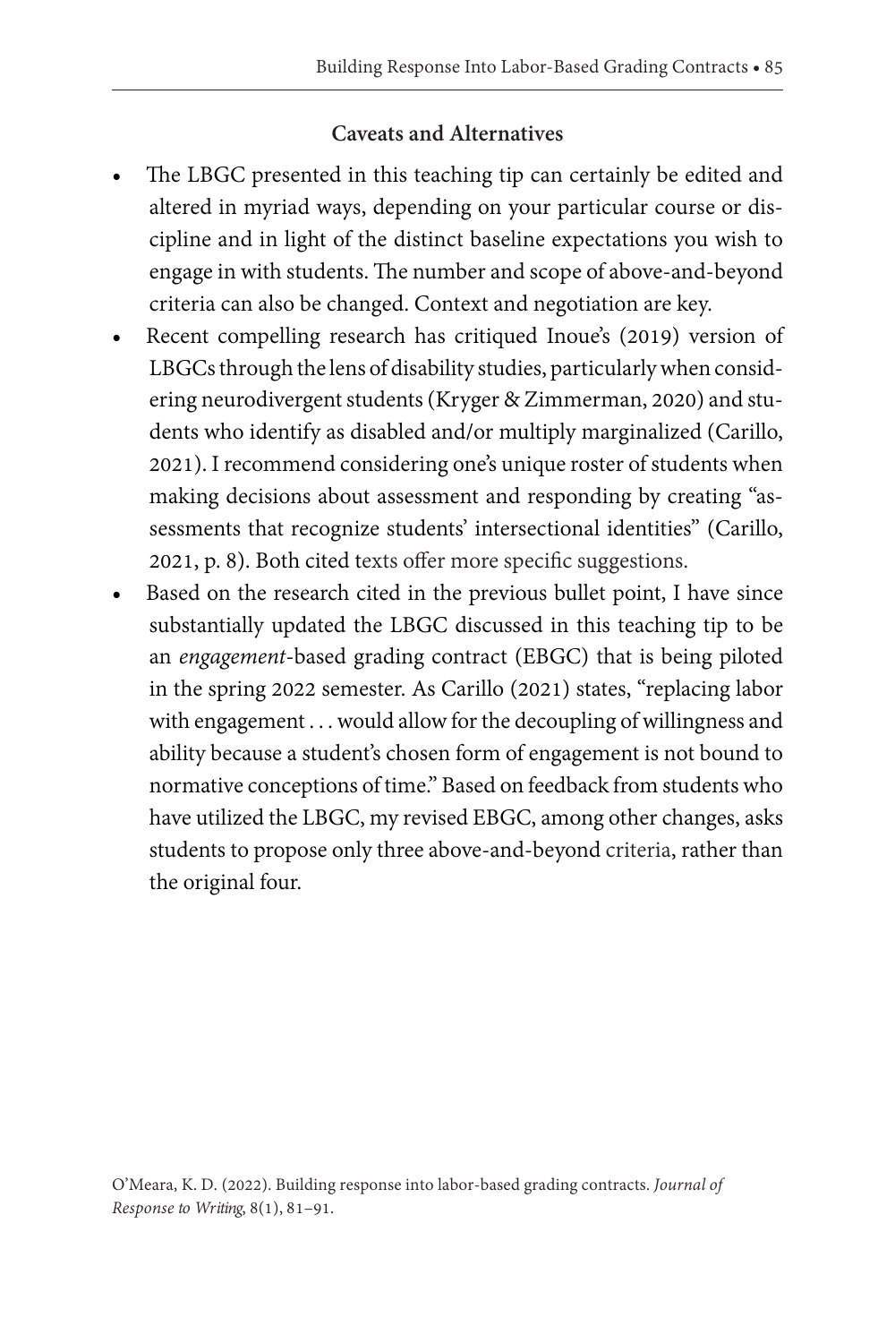### Caveats and Alternatives

- The LBGC presented in this teaching tip can certainly be edited and altered in myriad ways, depending on your particular course or discipline and in light of the distinct baseline expectations you wish to engage in with students. The number and scope of above-and-beyond criteria can also be changed. Context and negotiation are key.
- Recent compelling research has critiqued Inoue's (2019) version of LBGCs through the lens of disability studies, particularly when considering neurodivergent students (Kryger & Zimmerman, 2020) and students who identify as disabled and/or multiply marginalized (Carillo, 2021). I recommend considering one's unique roster of students when making decisions about assessment and responding by creating "assessments that recognize students' intersectional identities" (Carillo, 2021, p. 8). Both cited texts offer more specific suggestions.
- Based on the research cited in the previous bullet point, I have since substantially updated the LBGC discussed in this teaching tip to be an *engagement*-based grading contract (EBGC) that is being piloted in the spring 2022 semester. As Carillo (2021) states, "replacing labor with engagement . . . would allow for the decoupling of willingness and ability because a student's chosen form of engagement is not bound to normative conceptions of time." Based on feedback from students who have utilized the LBGC, my revised EBGC, among other changes, asks students to propose only three above-and-beyond criteria, rather than the original four.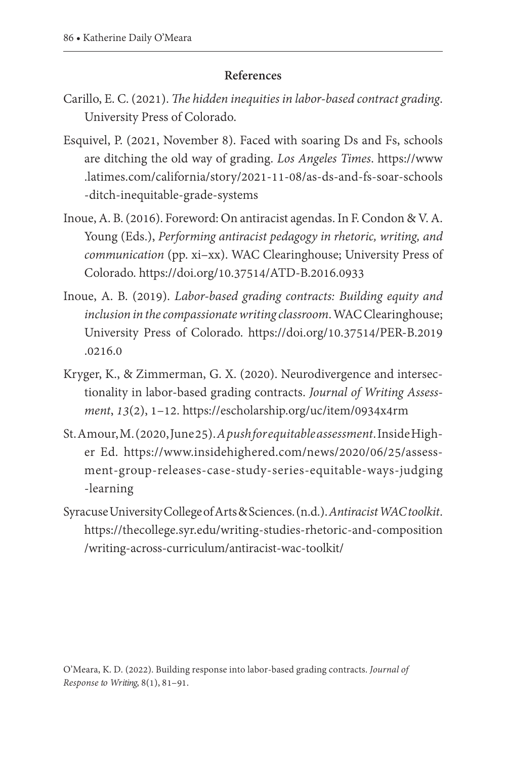### References

Carillo, E. C. (2021). *The hidden inequities in labor-based contract grading*. University Press of Colorado.

Esquivel, P. (2021, November 8). Faced with soaring Ds and Fs, schools are ditching the old way of grading. *Los Angeles Times*. https://www.latimes.com/california/story/2021-11-08/as-ds-and-fs-soar-schools-ditch-inequitable-grade-systems

Inoue, A. B. (2016). Foreword: On antiracist agendas. In F. Condon & V. A. Young (Eds.), *Performing antiracist pedagogy in rhetoric, writing, and communication* (pp. xi–xx). WAC Clearinghouse; University Press of Colorado. https://doi.org/10.37514/ATD-B.2016.0933

Inoue, A. B. (2019). *Labor-based grading contracts: Building equity and inclusion in the compassionate writing classroom*. WAC Clearinghouse; University Press of Colorado. https://doi.org/10.37514/PER-B.2019.0216.0

Kryger, K., & Zimmerman, G. X. (2020). Neurodivergence and intersectionality in labor-based grading contracts. *Journal of Writing Assessment*, *13*(2), 1–12. https://escholarship.org/uc/item/0934x4rm

St. Amour, M. (2020, June 25). *A push for equitable assessment*. Inside Higher Ed. https://www.insidehighered.com/news/2020/06/25/assessment-group-releases-case-study-series-equitable-ways-judging-learning

Syracuse University College of Arts & Sciences. (n.d.). *Antiracist WAC toolkit*. https://thecollege.syr.edu/writing-studies-rhetoric-and-composition/writing-across-curriculum/antiracist-wac-toolkit/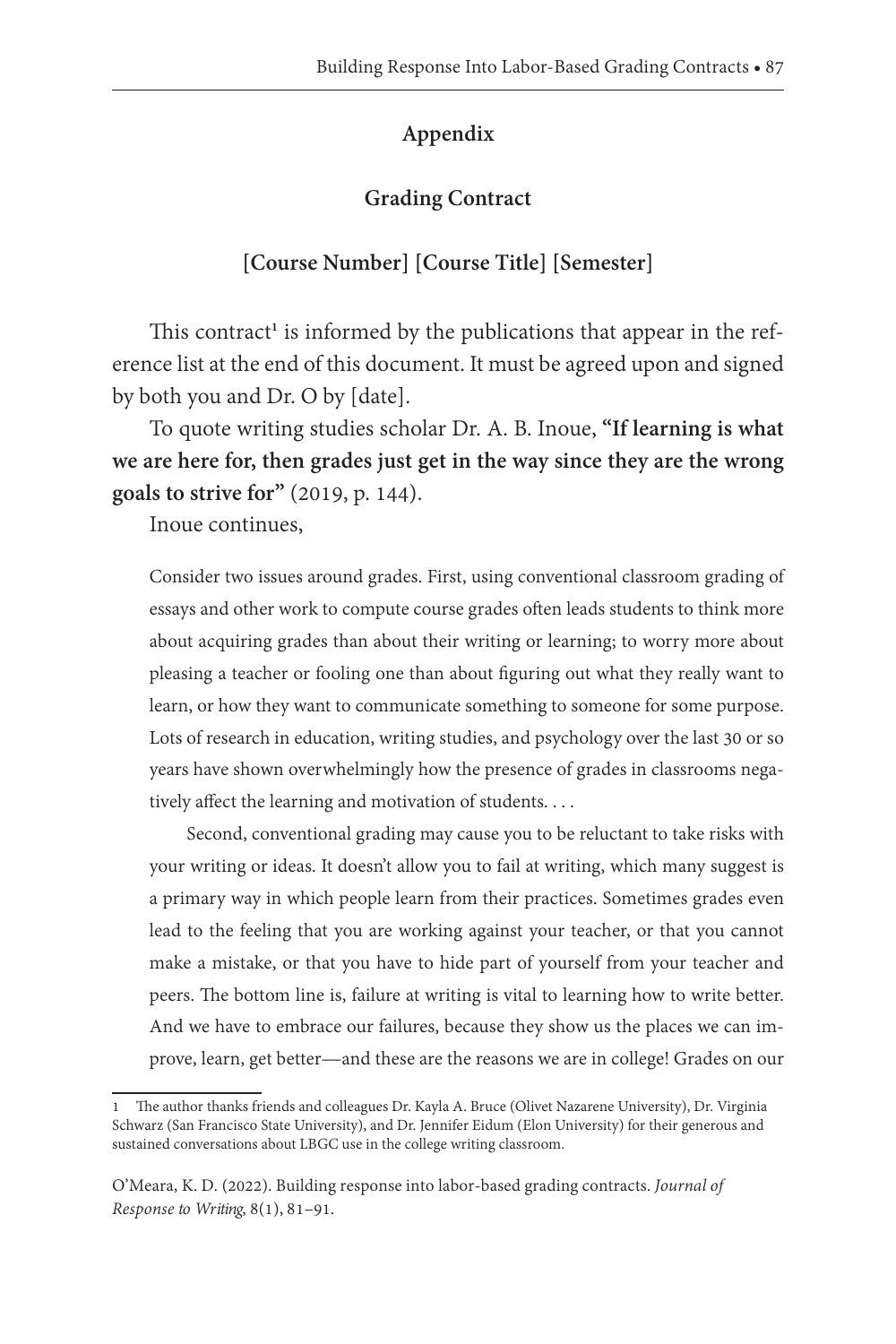## Appendix

### Grading Contract

### [Course Number] [Course Title] [Semester]

This contract[1] is informed by the publications that appear in the reference list at the end of this document. It must be agreed upon and signed by both you and Dr. O by [date].

To quote writing studies scholar Dr. A. B. Inoue, **"If learning is what we are here for, then grades just get in the way since they are the wrong goals to strive for"** (2019, p. 144).

Inoue continues,

> Consider two issues around grades. First, using conventional classroom grading of essays and other work to compute course grades often leads students to think more about acquiring grades than about their writing or learning; to worry more about pleasing a teacher or fooling one than about figuring out what they really want to learn, or how they want to communicate something to someone for some purpose. Lots of research in education, writing studies, and psychology over the last 30 or so years have shown overwhelmingly how the presence of grades in classrooms negatively affect the learning and motivation of students. . . .
>
> Second, conventional grading may cause you to be reluctant to take risks with your writing or ideas. It doesn't allow you to fail at writing, which many suggest is a primary way in which people learn from their practices. Sometimes grades even lead to the feeling that you are working against your teacher, or that you cannot make a mistake, or that you have to hide part of yourself from your teacher and peers. The bottom line is, failure at writing is vital to learning how to write better. And we have to embrace our failures, because they show us the places we can improve, learn, get better—and these are the reasons we are in college! Grades on our

[1] The author thanks friends and colleagues Dr. Kayla A. Bruce (Olivet Nazarene University), Dr. Virginia Schwarz (San Francisco State University), and Dr. Jennifer Eidum (Elon University) for their generous and sustained conversations about LBGC use in the college writing classroom.

O'Meara, K. D. (2022). Building response into labor-based grading contracts. *Journal of Response to Writing*, 8(1), 81–91.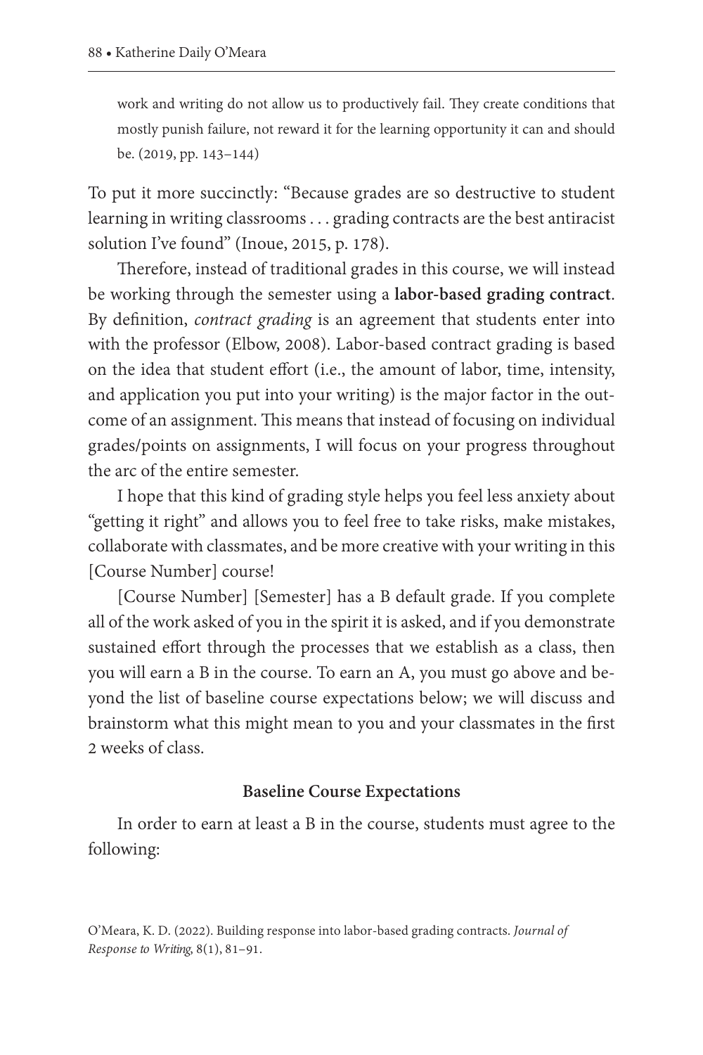work and writing do not allow us to productively fail. They create conditions that mostly punish failure, not reward it for the learning opportunity it can and should be. (2019, pp. 143–144)

To put it more succinctly: "Because grades are so destructive to student learning in writing classrooms . . . grading contracts are the best antiracist solution I've found" (Inoue, 2015, p. 178).

Therefore, instead of traditional grades in this course, we will instead be working through the semester using a **labor-based grading contract**. By definition, *contract grading* is an agreement that students enter into with the professor (Elbow, 2008). Labor-based contract grading is based on the idea that student effort (i.e., the amount of labor, time, intensity, and application you put into your writing) is the major factor in the outcome of an assignment. This means that instead of focusing on individual grades/points on assignments, I will focus on your progress throughout the arc of the entire semester.

I hope that this kind of grading style helps you feel less anxiety about "getting it right" and allows you to feel free to take risks, make mistakes, collaborate with classmates, and be more creative with your writing in this [Course Number] course!

[Course Number] [Semester] has a B default grade. If you complete all of the work asked of you in the spirit it is asked, and if you demonstrate sustained effort through the processes that we establish as a class, then you will earn a B in the course. To earn an A, you must go above and beyond the list of baseline course expectations below; we will discuss and brainstorm what this might mean to you and your classmates in the first 2 weeks of class.

**Baseline Course Expectations**

In order to earn at least a B in the course, students must agree to the following: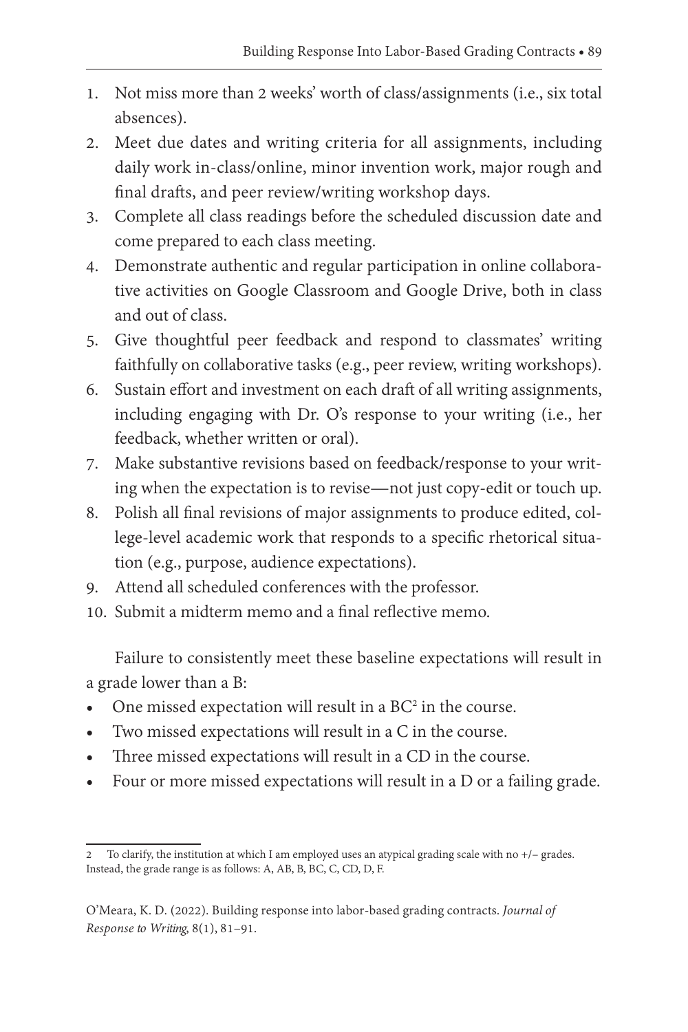1. Not miss more than 2 weeks' worth of class/assignments (i.e., six total absences).
2. Meet due dates and writing criteria for all assignments, including daily work in-class/online, minor invention work, major rough and final drafts, and peer review/writing workshop days.
3. Complete all class readings before the scheduled discussion date and come prepared to each class meeting.
4. Demonstrate authentic and regular participation in online collaborative activities on Google Classroom and Google Drive, both in class and out of class.
5. Give thoughtful peer feedback and respond to classmates' writing faithfully on collaborative tasks (e.g., peer review, writing workshops).
6. Sustain effort and investment on each draft of all writing assignments, including engaging with Dr. O's response to your writing (i.e., her feedback, whether written or oral).
7. Make substantive revisions based on feedback/response to your writing when the expectation is to revise—not just copy-edit or touch up.
8. Polish all final revisions of major assignments to produce edited, college-level academic work that responds to a specific rhetorical situation (e.g., purpose, audience expectations).
9. Attend all scheduled conferences with the professor.
10. Submit a midterm memo and a final reflective memo.

Failure to consistently meet these baseline expectations will result in a grade lower than a B:

- One missed expectation will result in a BC[2] in the course.
- Two missed expectations will result in a C in the course.
- Three missed expectations will result in a CD in the course.
- Four or more missed expectations will result in a D or a failing grade.

---

2 To clarify, the institution at which I am employed uses an atypical grading scale with no +/– grades. Instead, the grade range is as follows: A, AB, B, BC, C, CD, D, F.

O'Meara, K. D. (2022). Building response into labor-based grading contracts. *Journal of Response to Writing*, 8(1), 81–91.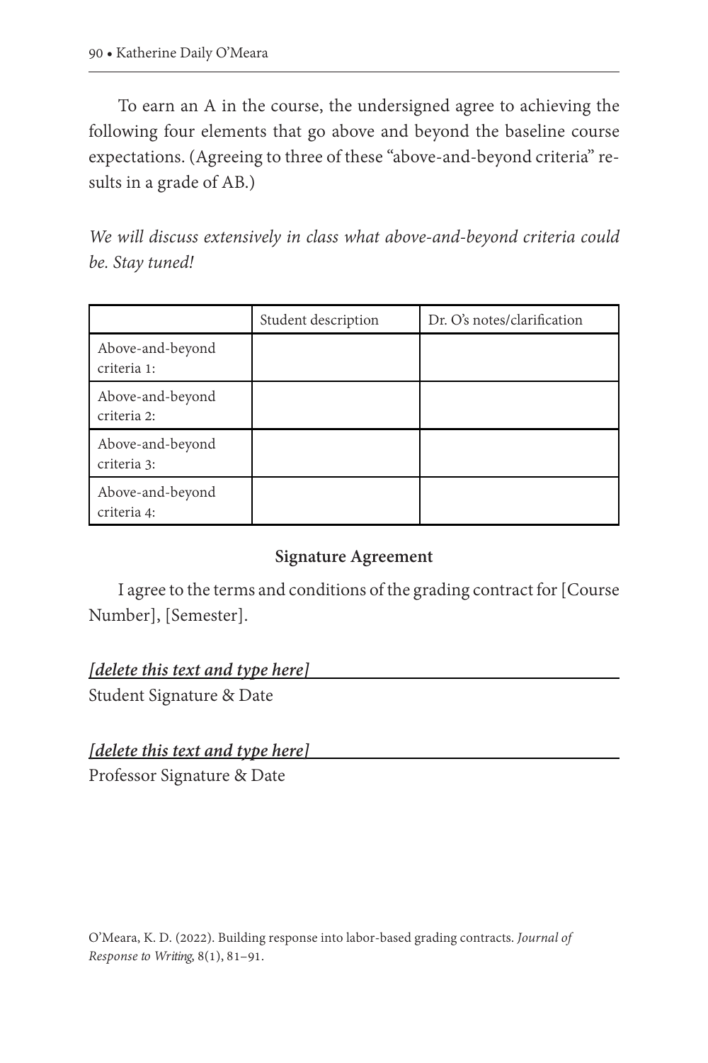To earn an A in the course, the undersigned agree to achieving the following four elements that go above and beyond the baseline course expectations. (Agreeing to three of these "above-and-beyond criteria" results in a grade of AB.)

*We will discuss extensively in class what above-and-beyond criteria could be. Stay tuned!*

| | Student description | Dr. O's notes/clarification |
|---|---|---|
| Above-and-beyond criteria 1: | | |
| Above-and-beyond criteria 2: | | |
| Above-and-beyond criteria 3: | | |
| Above-and-beyond criteria 4: | | |

**Signature Agreement**

I agree to the terms and conditions of the grading contract for [Course Number], [Semester].

***[delete this text and type here]***\_\_\_\_\_\_\_\_\_\_\_\_\_\_\_\_\_\_\_\_\_\_\_\_\_\_\_\_\_\_
Student Signature & Date

***[delete this text and type here]***\_\_\_\_\_\_\_\_\_\_\_\_\_\_\_\_\_\_\_\_\_\_\_\_\_\_\_\_\_\_
Professor Signature & Date

O'Meara, K. D. (2022). Building response into labor-based grading contracts. *Journal of Response to Writing*, 8(1), 81–91.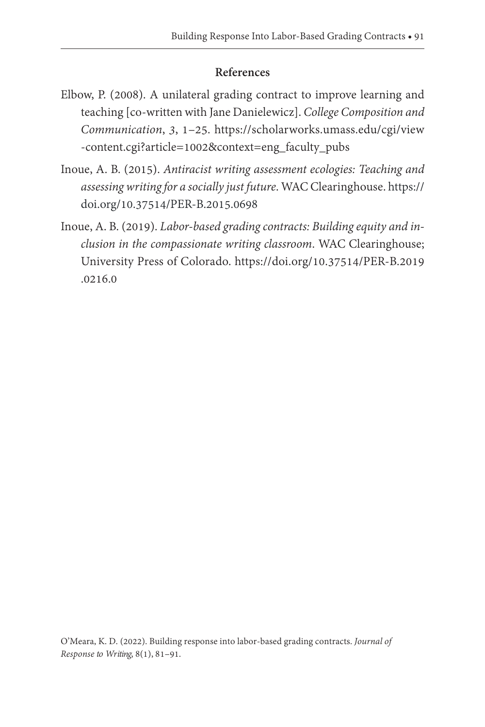## References

Elbow, P. (2008). A unilateral grading contract to improve learning and teaching [co-written with Jane Danielewicz]. *College Composition and Communication*, *3*, 1–25. https://scholarworks.umass.edu/cgi/viewcontent.cgi?article=1002&context=eng_faculty_pubs

Inoue, A. B. (2015). *Antiracist writing assessment ecologies: Teaching and assessing writing for a socially just future*. WAC Clearinghouse. https://doi.org/10.37514/PER-B.2015.0698

Inoue, A. B. (2019). *Labor-based grading contracts: Building equity and inclusion in the compassionate writing classroom*. WAC Clearinghouse; University Press of Colorado. https://doi.org/10.37514/PER-B.2019.0216.0

O'Meara, K. D. (2022). Building response into labor-based grading contracts. *Journal of Response to Writing*, 8(1), 81–91.